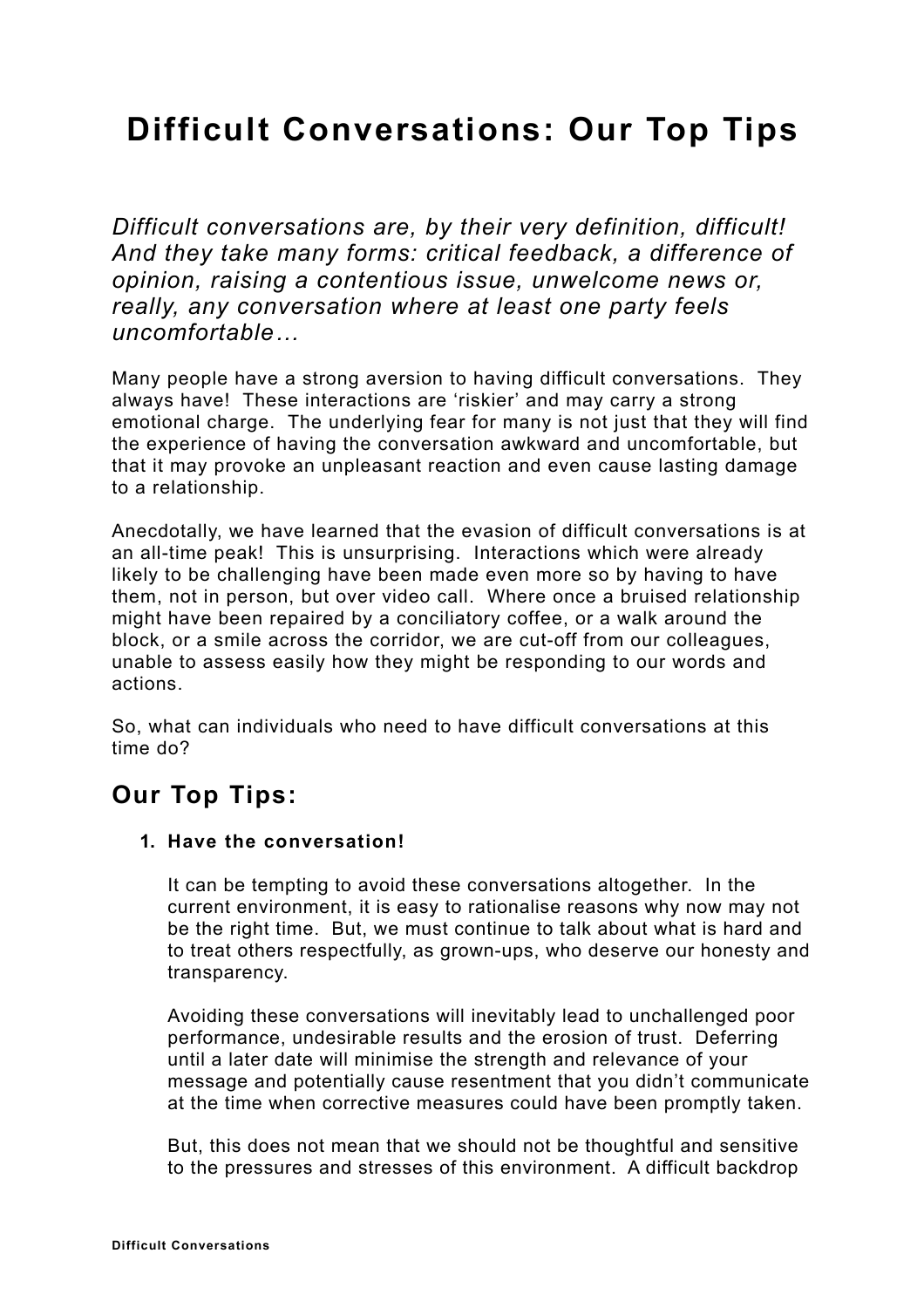# Difficult Conversations: Our Top Tips

*Difficult conversations are, by their very definition, difficult! And they take many forms: critical feedback, a difference of opinion, raising a contentious issue, unwelcome news or, really, any conversation where at least one party feels uncomfortable…*

Many people have a strong aversion to having difficult conversations. They always have! These interactions are 'riskier' and may carry a strong emotional charge. The underlying fear for many is not just that they will find the experience of having the conversation awkward and uncomfortable, but that it may provoke an unpleasant reaction and even cause lasting damage to a relationship.

Anecdotally, we have learned that the evasion of difficult conversations is at an all-time peak! This is unsurprising. Interactions which were already likely to be challenging have been made even more so by having to have them, not in person, but over video call. Where once a bruised relationship might have been repaired by a conciliatory coffee, or a walk around the block, or a smile across the corridor, we are cut-off from our colleagues, unable to assess easily how they might be responding to our words and actions.

So, what can individuals who need to have difficult conversations at this time do?

## Our Top Tips:

1. **Have the conversation!**

   It can be tempting to avoid these conversations altogether. In the current environment, it is easy to rationalise reasons why now may not be the right time. But, we must continue to talk about what is hard and to treat others respectfully, as grown-ups, who deserve our honesty and transparency.

   Avoiding these conversations will inevitably lead to unchallenged poor performance, undesirable results and the erosion of trust. Deferring until a later date will minimise the strength and relevance of your message and potentially cause resentment that you didn't communicate at the time when corrective measures could have been promptly taken.

   But, this does not mean that we should not be thoughtful and sensitive to the pressures and stresses of this environment. A difficult backdrop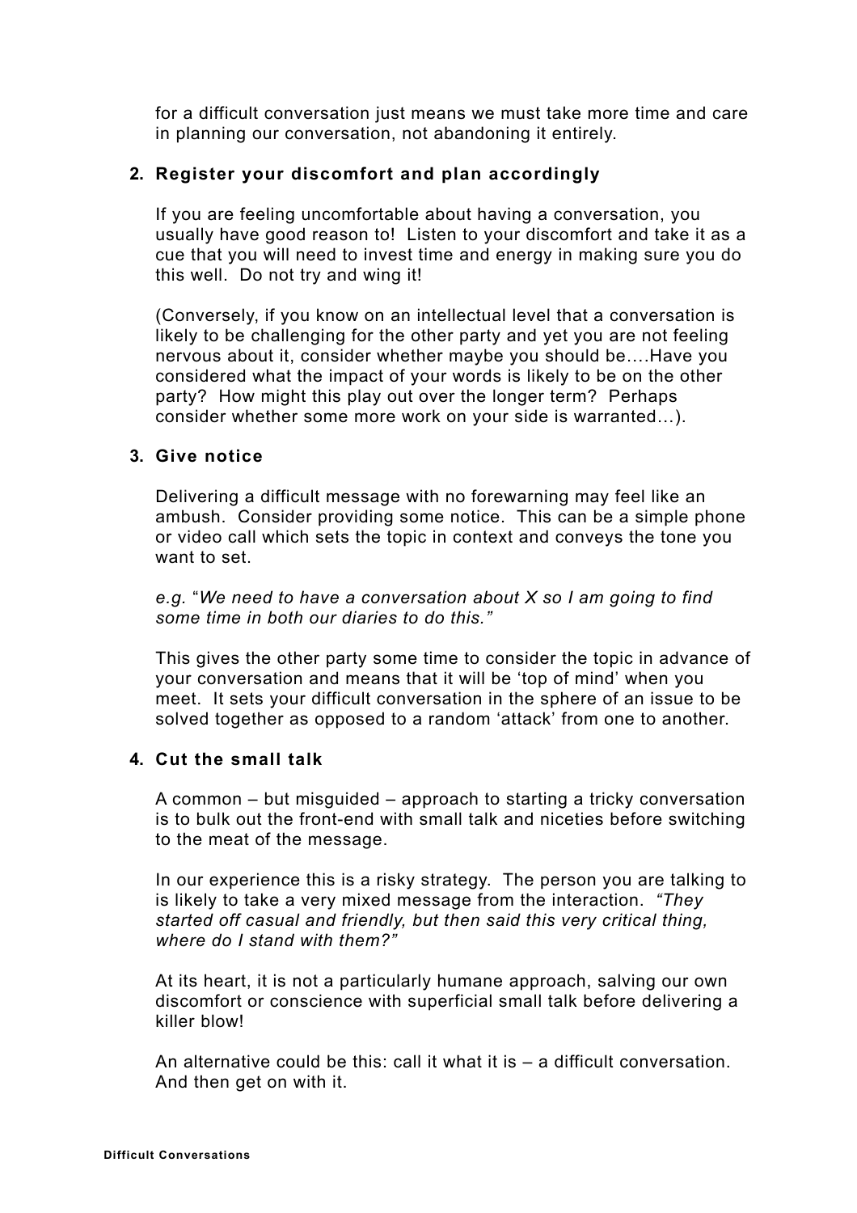for a difficult conversation just means we must take more time and care in planning our conversation, not abandoning it entirely.

2. **Register your discomfort and plan accordingly**

   If you are feeling uncomfortable about having a conversation, you usually have good reason to! Listen to your discomfort and take it as a cue that you will need to invest time and energy in making sure you do this well. Do not try and wing it!

   (Conversely, if you know on an intellectual level that a conversation is likely to be challenging for the other party and yet you are not feeling nervous about it, consider whether maybe you should be….Have you considered what the impact of your words is likely to be on the other party? How might this play out over the longer term? Perhaps consider whether some more work on your side is warranted…).

3. **Give notice**

   Delivering a difficult message with no forewarning may feel like an ambush. Consider providing some notice. This can be a simple phone or video call which sets the topic in context and conveys the tone you want to set.

   *e.g.* "*We need to have a conversation about X so I am going to find some time in both our diaries to do this."*

   This gives the other party some time to consider the topic in advance of your conversation and means that it will be 'top of mind' when you meet. It sets your difficult conversation in the sphere of an issue to be solved together as opposed to a random 'attack' from one to another.

4. **Cut the small talk**

   A common – but misguided – approach to starting a tricky conversation is to bulk out the front-end with small talk and niceties before switching to the meat of the message.

   In our experience this is a risky strategy. The person you are talking to is likely to take a very mixed message from the interaction. *"They started off casual and friendly, but then said this very critical thing, where do I stand with them?"*

   At its heart, it is not a particularly humane approach, salving our own discomfort or conscience with superficial small talk before delivering a killer blow!

   An alternative could be this: call it what it is – a difficult conversation. And then get on with it.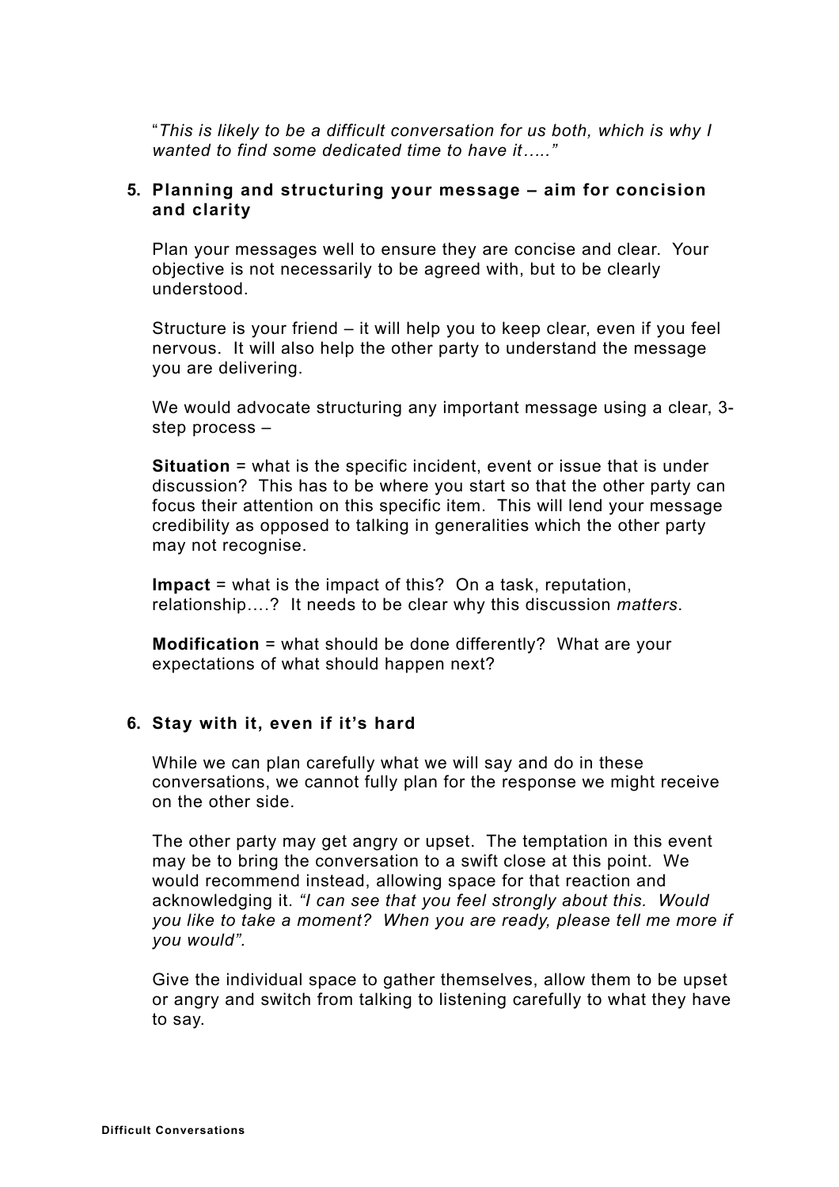"*This is likely to be a difficult conversation for us both, which is why I wanted to find some dedicated time to have it….."*

5. **Planning and structuring your message – aim for concision and clarity**

   Plan your messages well to ensure they are concise and clear. Your objective is not necessarily to be agreed with, but to be clearly understood.

   Structure is your friend – it will help you to keep clear, even if you feel nervous. It will also help the other party to understand the message you are delivering.

   We would advocate structuring any important message using a clear, 3-step process –

   **Situation** = what is the specific incident, event or issue that is under discussion? This has to be where you start so that the other party can focus their attention on this specific item. This will lend your message credibility as opposed to talking in generalities which the other party may not recognise.

   **Impact** = what is the impact of this? On a task, reputation, relationship….? It needs to be clear why this discussion *matters*.

   **Modification** = what should be done differently? What are your expectations of what should happen next?

6. **Stay with it, even if it's hard**

   While we can plan carefully what we will say and do in these conversations, we cannot fully plan for the response we might receive on the other side.

   The other party may get angry or upset. The temptation in this event may be to bring the conversation to a swift close at this point. We would recommend instead, allowing space for that reaction and acknowledging it. *"I can see that you feel strongly about this. Would you like to take a moment? When you are ready, please tell me more if you would".*

   Give the individual space to gather themselves, allow them to be upset or angry and switch from talking to listening carefully to what they have to say.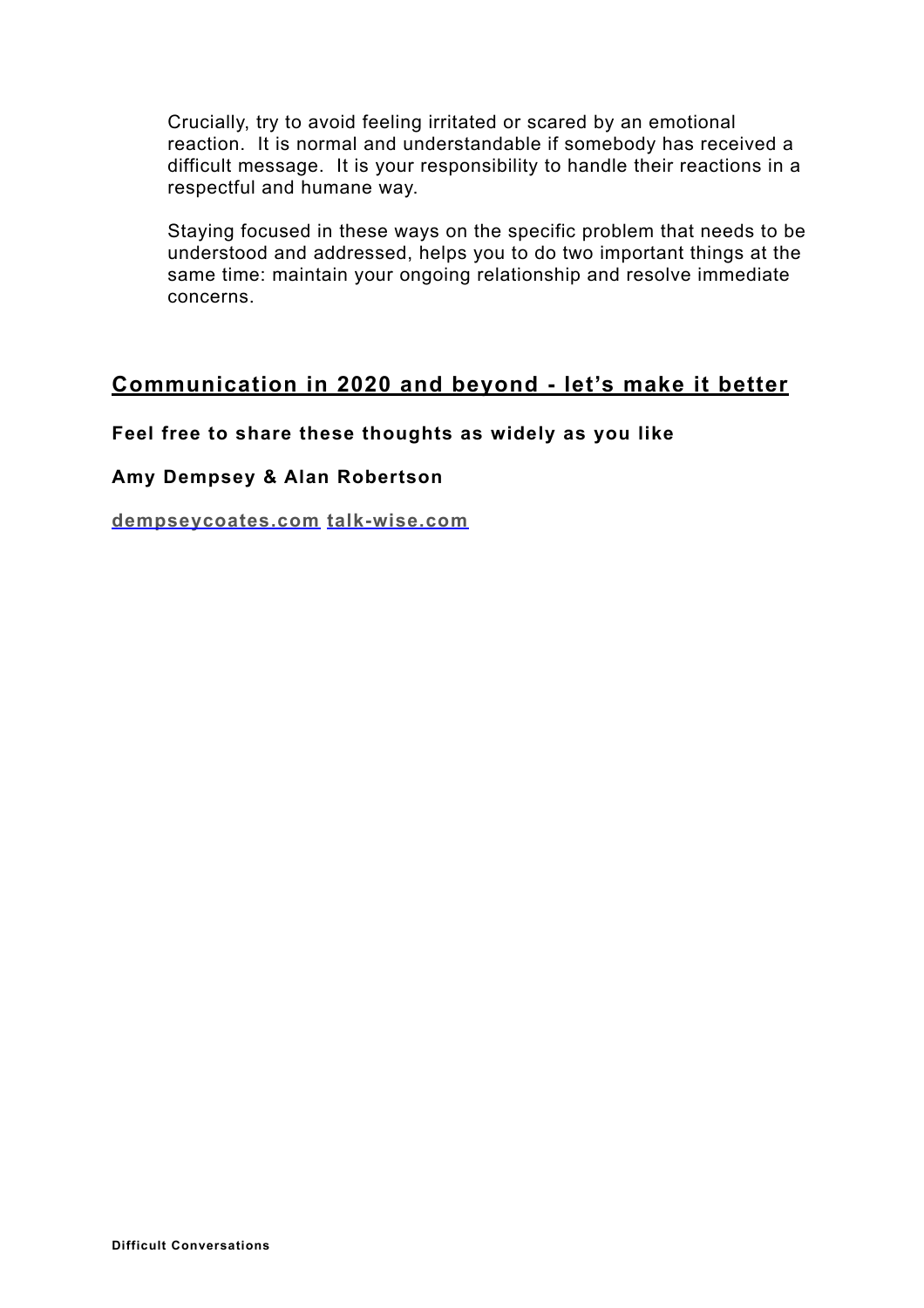Crucially, try to avoid feeling irritated or scared by an emotional reaction. It is normal and understandable if somebody has received a difficult message. It is your responsibility to handle their reactions in a respectful and humane way.

Staying focused in these ways on the specific problem that needs to be understood and addressed, helps you to do two important things at the same time: maintain your ongoing relationship and resolve immediate concerns.

## Communication in 2020 and beyond - let's make it better

**Feel free to share these thoughts as widely as you like**

**Amy Dempsey & Alan Robertson**

**dempseycoates.com talk-wise.com**